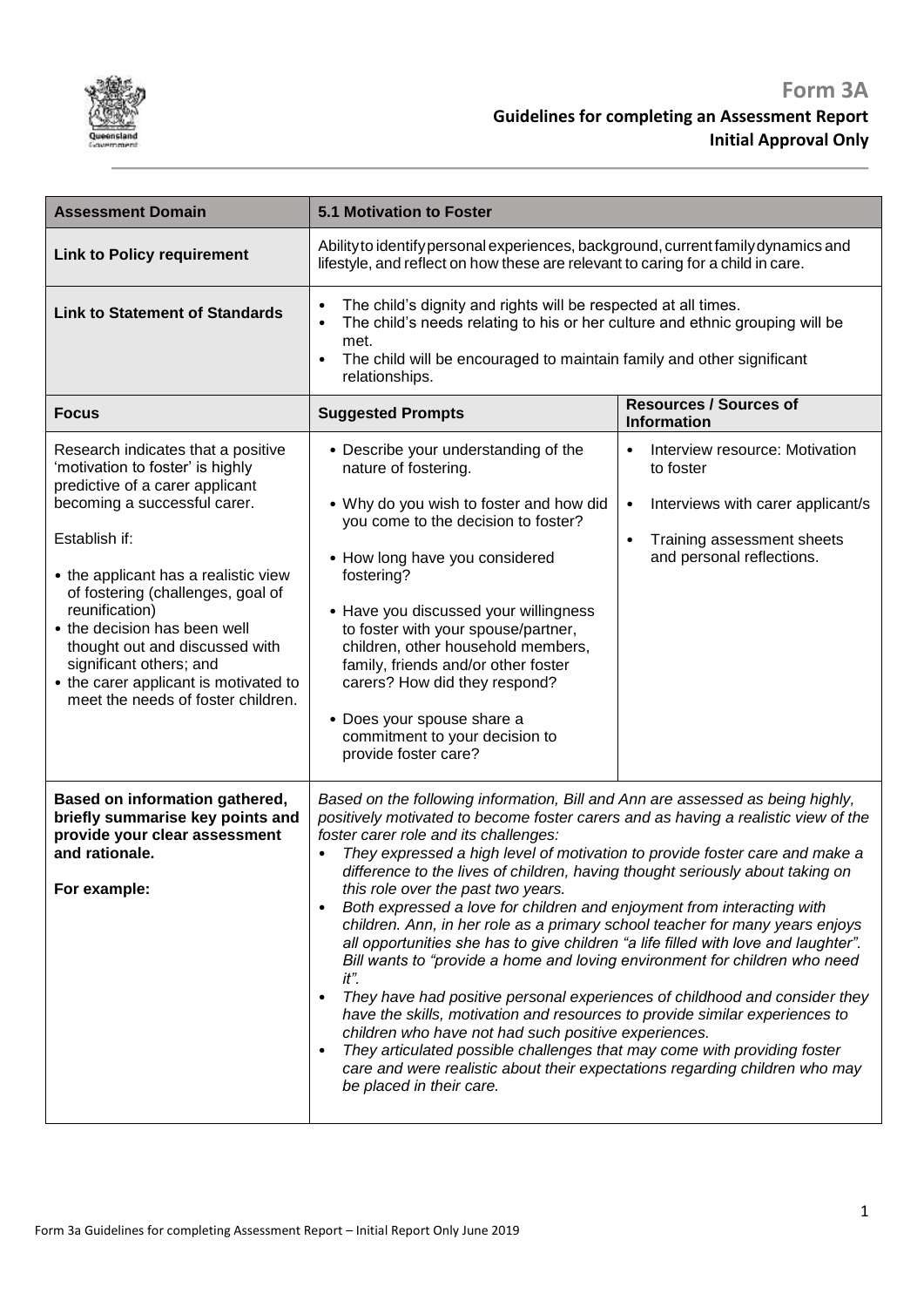# Form 3A

## Guidelines for completing an Assessment Report

### Initial Approval Only

| **Assessment Domain** | **5.1 Motivation to Foster** | |
|---|---|---|
| **Link to Policy requirement** | Ability to identify personal experiences, background, current family dynamics and lifestyle, and reflect on how these are relevant to caring for a child in care. | |
| **Link to Statement of Standards** | • The child's dignity and rights will be respected at all times.<br>• The child's needs relating to his or her culture and ethnic grouping will be met.<br>• The child will be encouraged to maintain family and other significant relationships. | |
| **Focus** | **Suggested Prompts** | **Resources / Sources of Information** |
| Research indicates that a positive 'motivation to foster' is highly predictive of a carer applicant becoming a successful carer.<br><br>Establish if:<br>• the applicant has a realistic view of fostering (challenges, goal of reunification)<br>• the decision has been well thought out and discussed with significant others; and<br>• the carer applicant is motivated to meet the needs of foster children. | • Describe your understanding of the nature of fostering.<br>• Why do you wish to foster and how did you come to the decision to foster?<br>• How long have you considered fostering?<br>• Have you discussed your willingness to foster with your spouse/partner, children, other household members, family, friends and/or other foster carers? How did they respond?<br>• Does your spouse share a commitment to your decision to provide foster care? | • Interview resource: Motivation to foster<br>• Interviews with carer applicant/s<br>• Training assessment sheets and personal reflections. |
| **Based on information gathered, briefly summarise key points and provide your clear assessment and rationale.**<br><br>**For example:** | *Based on the following information, Bill and Ann are assessed as being highly, positively motivated to become foster carers and as having a realistic view of the foster carer role and its challenges:*<br>• *They expressed a high level of motivation to provide foster care and make a difference to the lives of children, having thought seriously about taking on this role over the past two years.*<br>• *Both expressed a love for children and enjoyment from interacting with children. Ann, in her role as a primary school teacher for many years enjoys all opportunities she has to give children "a life filled with love and laughter". Bill wants to "provide a home and loving environment for children who need it".*<br>• *They have had positive personal experiences of childhood and consider they have the skills, motivation and resources to provide similar experiences to children who have not had such positive experiences.*<br>• *They articulated possible challenges that may come with providing foster care and were realistic about their expectations regarding children who may be placed in their care.* | |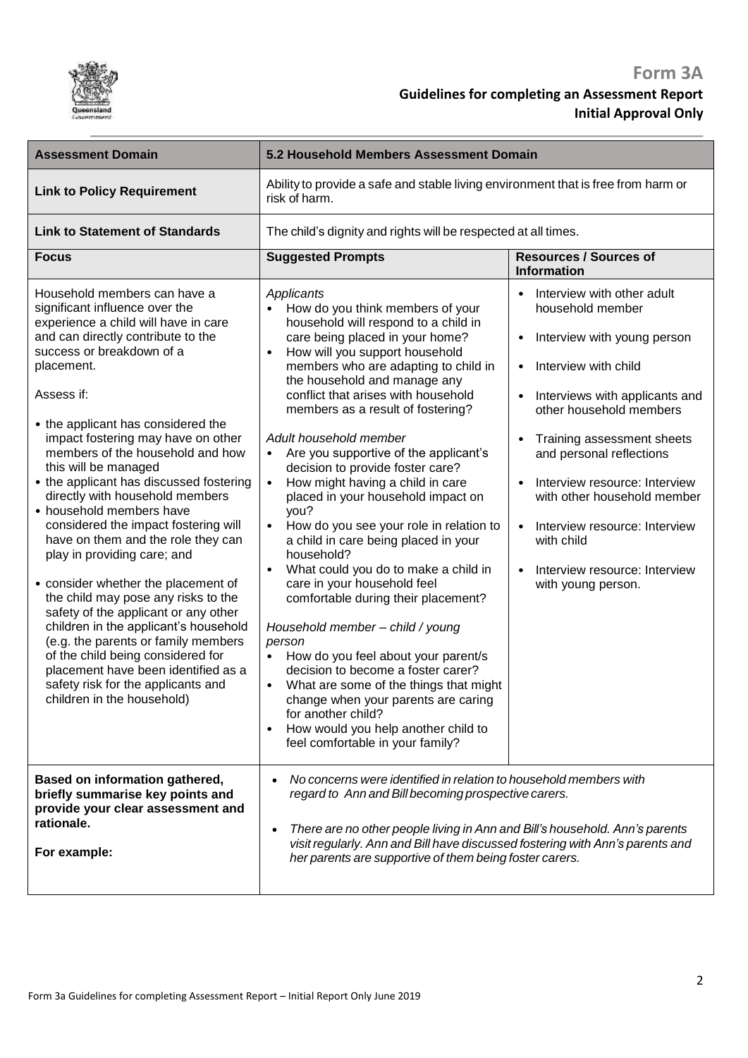| Assessment Domain | 5.2 Household Members Assessment Domain | |
|---|---|---|
| **Link to Policy Requirement** | Ability to provide a safe and stable living environment that is free from harm or risk of harm. | |
| **Link to Statement of Standards** | The child's dignity and rights will be respected at all times. | |
| **Focus** | **Suggested Prompts** | **Resources / Sources of Information** |
| Household members can have a significant influence over the experience a child will have in care and can directly contribute to the success or breakdown of a placement.<br><br>Assess if:<br><br>• the applicant has considered the impact fostering may have on other members of the household and how this will be managed<br>• the applicant has discussed fostering directly with household members<br>• household members have considered the impact fostering will have on them and the role they can play in providing care; and<br><br>• consider whether the placement of the child may pose any risks to the safety of the applicant or any other children in the applicant's household (e.g. the parents or family members of the child being considered for placement have been identified as a safety risk for the applicants and children in the household) | *Applicants*<br>• How do you think members of your household will respond to a child in care being placed in your home?<br>• How will you support household members who are adapting to child in the household and manage any conflict that arises with household members as a result of fostering?<br><br>*Adult household member*<br>• Are you supportive of the applicant's decision to provide foster care?<br>• How might having a child in care placed in your household impact on you?<br>• How do you see your role in relation to a child in care being placed in your household?<br>• What could you do to make a child in care in your household feel comfortable during their placement?<br><br>*Household member – child / young person*<br>• How do you feel about your parent/s decision to become a foster carer?<br>• What are some of the things that might change when your parents are caring for another child?<br>• How would you help another child to feel comfortable in your family? | • Interview with other adult household member<br><br>• Interview with young person<br><br>• Interview with child<br><br>• Interviews with applicants and other household members<br><br>• Training assessment sheets and personal reflections<br><br>• Interview resource: Interview with other household member<br><br>• Interview resource: Interview with child<br><br>• Interview resource: Interview with young person. |
| **Based on information gathered, briefly summarise key points and provide your clear assessment and rationale.**<br><br>**For example:** | • *No concerns were identified in relation to household members with regard to Ann and Bill becoming prospective carers.*<br><br>• *There are no other people living in Ann and Bill's household. Ann's parents visit regularly. Ann and Bill have discussed fostering with Ann's parents and her parents are supportive of them being foster carers.* | |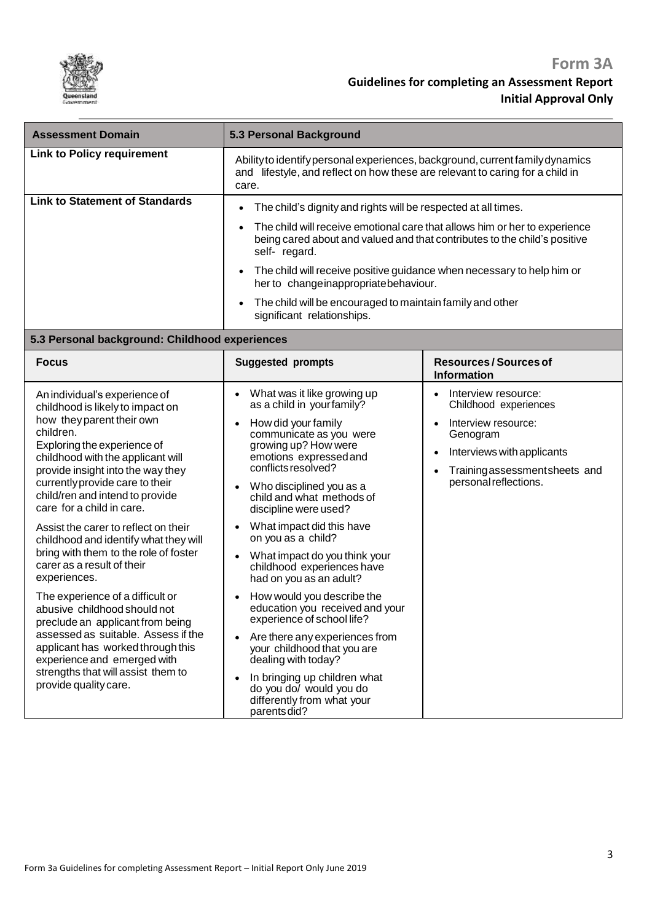| Assessment Domain | 5.3 Personal Background |
| --- | --- |
| **Link to Policy requirement** | Ability to identify personal experiences, background, current family dynamics and lifestyle, and reflect on how these are relevant to caring for a child in care. |
| **Link to Statement of Standards** | • The child's dignity and rights will be respected at all times.<br>• The child will receive emotional care that allows him or her to experience being cared about and valued and that contributes to the child's positive self- regard.<br>• The child will receive positive guidance when necessary to help him or her to change inappropriate behaviour.<br>• The child will be encouraged to maintain family and other significant relationships. |

**5.3 Personal background: Childhood experiences**

| Focus | Suggested prompts | Resources / Sources of Information |
| --- | --- | --- |
| An individual's experience of childhood is likely to impact on how they parent their own children.<br>Exploring the experience of childhood with the applicant will provide insight into the way they currently provide care to their child/ren and intend to provide care for a child in care.<br><br>Assist the carer to reflect on their childhood and identify what they will bring with them to the role of foster carer as a result of their experiences.<br><br>The experience of a difficult or abusive childhood should not preclude an applicant from being assessed as suitable. Assess if the applicant has worked through this experience and emerged with strengths that will assist them to provide quality care. | • What was it like growing up as a child in your family?<br>• How did your family communicate as you were growing up? How were emotions expressed and conflicts resolved?<br>• Who disciplined you as a child and what methods of discipline were used?<br>• What impact did this have on you as a child?<br>• What impact do you think your childhood experiences have had on you as an adult?<br>• How would you describe the education you received and your experience of school life?<br>• Are there any experiences from your childhood that you are dealing with today?<br>• In bringing up children what do you do/ would you do differently from what your parents did? | • Interview resource: Childhood experiences<br>• Interview resource: Genogram<br>• Interviews with applicants<br>• Training assessment sheets and personal reflections. |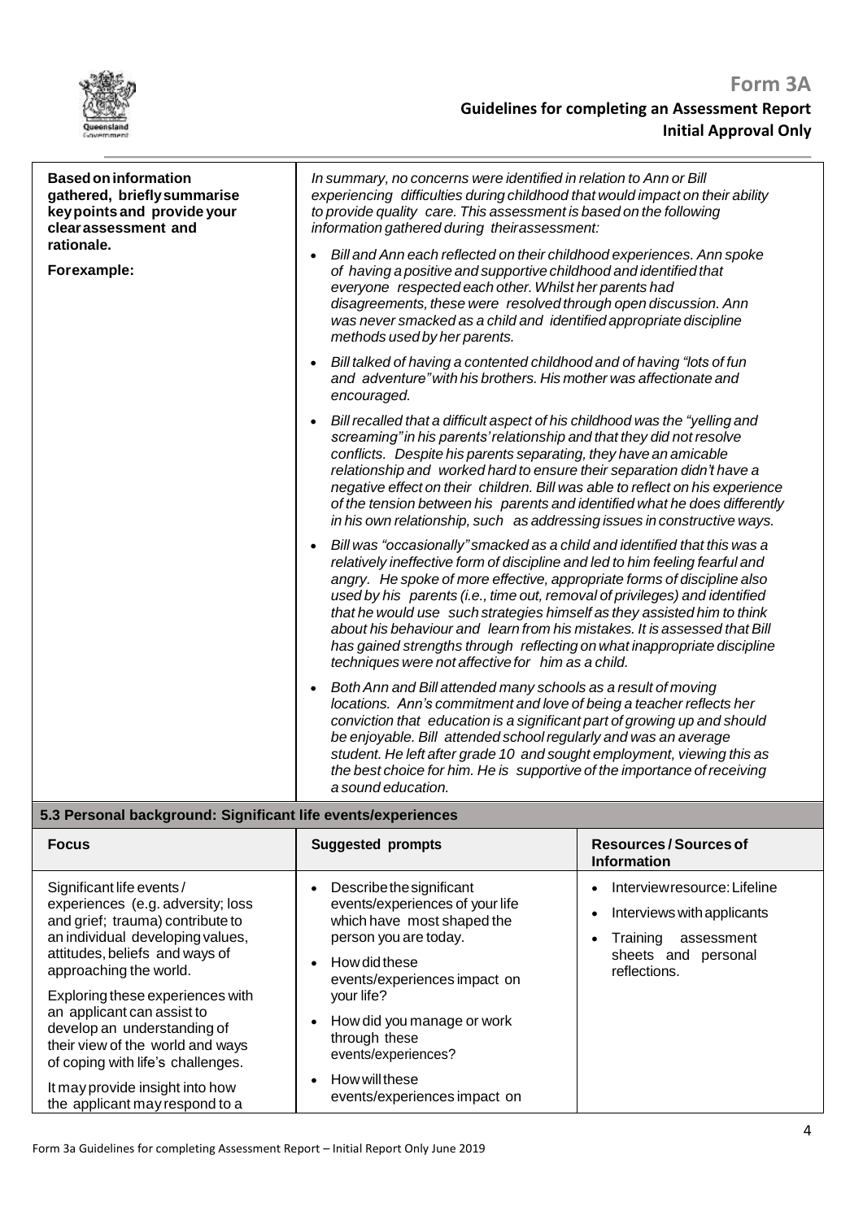| **Based on information gathered, briefly summarise key points and provide your clear assessment and rationale.**<br><br>**For example:** | *In summary, no concerns were identified in relation to Ann or Bill experiencing difficulties during childhood that would impact on their ability to provide quality care. This assessment is based on the following information gathered during their assessment:*<br><br>• *Bill and Ann each reflected on their childhood experiences. Ann spoke of having a positive and supportive childhood and identified that everyone respected each other. Whilst her parents had disagreements, these were resolved through open discussion. Ann was never smacked as a child and identified appropriate discipline methods used by her parents.*<br><br>• *Bill talked of having a contented childhood and of having "lots of fun and adventure" with his brothers. His mother was affectionate and encouraged.*<br><br>• *Bill recalled that a difficult aspect of his childhood was the "yelling and screaming" in his parents' relationship and that they did not resolve conflicts. Despite his parents separating, they have an amicable relationship and worked hard to ensure their separation didn't have a negative effect on their children. Bill was able to reflect on his experience of the tension between his parents and identified what he does differently in his own relationship, such as addressing issues in constructive ways.*<br><br>• *Bill was "occasionally" smacked as a child and identified that this was a relatively ineffective form of discipline and led to him feeling fearful and angry. He spoke of more effective, appropriate forms of discipline also used by his parents (i.e., time out, removal of privileges) and identified that he would use such strategies himself as they assisted him to think about his behaviour and learn from his mistakes. It is assessed that Bill has gained strengths through reflecting on what inappropriate discipline techniques were not affective for him as a child.*<br><br>• *Both Ann and Bill attended many schools as a result of moving locations. Ann's commitment and love of being a teacher reflects her conviction that education is a significant part of growing up and should be enjoyable. Bill attended school regularly and was an average student. He left after grade 10 and sought employment, viewing this as the best choice for him. He is supportive of the importance of receiving a sound education.* |
|---|---|

## 5.3 Personal background: Significant life events/experiences

| Focus | Suggested prompts | Resources / Sources of Information |
|---|---|---|
| Significant life events / experiences (e.g. adversity; loss and grief; trauma) contribute to an individual developing values, attitudes, beliefs and ways of approaching the world.<br><br>Exploring these experiences with an applicant can assist to develop an understanding of their view of the world and ways of coping with life's challenges.<br><br>It may provide insight into how the applicant may respond to a | • Describe the significant events/experiences of your life which have most shaped the person you are today.<br>• How did these events/experiences impact on your life?<br>• How did you manage or work through these events/experiences?<br>• How will these events/experiences impact on | • Interview resource: Lifeline<br>• Interviews with applicants<br>• Training assessment sheets and personal reflections. |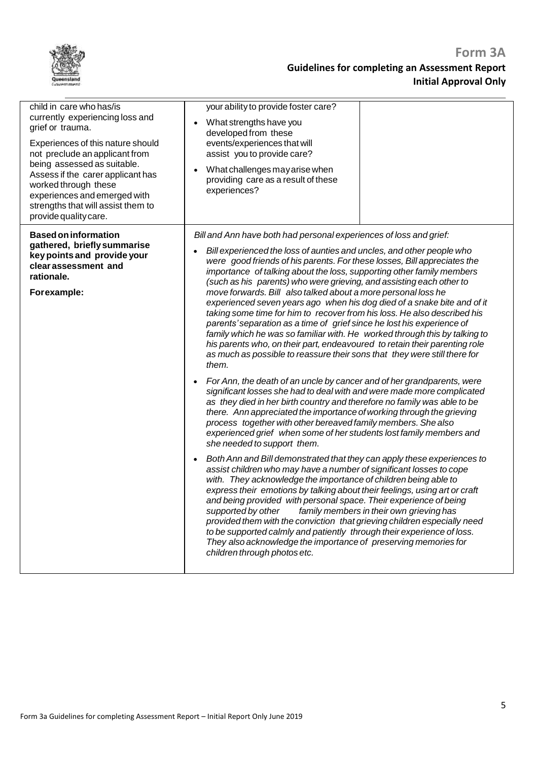| | | |
|---|---|---|
| child in care who has/is currently experiencing loss and grief or trauma.<br><br>Experiences of this nature should not preclude an applicant from being assessed as suitable. Assess if the carer applicant has worked through these experiences and emerged with strengths that will assist them to provide quality care. | your ability to provide foster care?<br>• What strengths have you developed from these events/experiences that will assist you to provide care?<br>• What challenges may arise when providing care as a result of these experiences? | |
| **Based on information gathered, briefly summarise key points and provide your clear assessment and rationale.**<br><br>**For example:** | *Bill and Ann have both had personal experiences of loss and grief:*<br>• *Bill experienced the loss of aunties and uncles, and other people who were good friends of his parents. For these losses, Bill appreciates the importance of talking about the loss, supporting other family members (such as his parents) who were grieving, and assisting each other to move forwards. Bill also talked about a more personal loss he experienced seven years ago when his dog died of a snake bite and of it taking some time for him to recover from his loss. He also described his parents' separation as a time of grief since he lost his experience of family which he was so familiar with. He worked through this by talking to his parents who, on their part, endeavoured to retain their parenting role as much as possible to reassure their sons that they were still there for them.*<br>• *For Ann, the death of an uncle by cancer and of her grandparents, were significant losses she had to deal with and were made more complicated as they died in her birth country and therefore no family was able to be there. Ann appreciated the importance of working through the grieving process together with other bereaved family members. She also experienced grief when some of her students lost family members and she needed to support them.*<br>• *Both Ann and Bill demonstrated that they can apply these experiences to assist children who may have a number of significant losses to cope with. They acknowledge the importance of children being able to express their emotions by talking about their feelings, using art or craft and being provided with personal space. Their experience of being supported by other family members in their own grieving has provided them with the conviction that grieving children especially need to be supported calmly and patiently through their experience of loss. They also acknowledge the importance of preserving memories for children through photos etc.* | |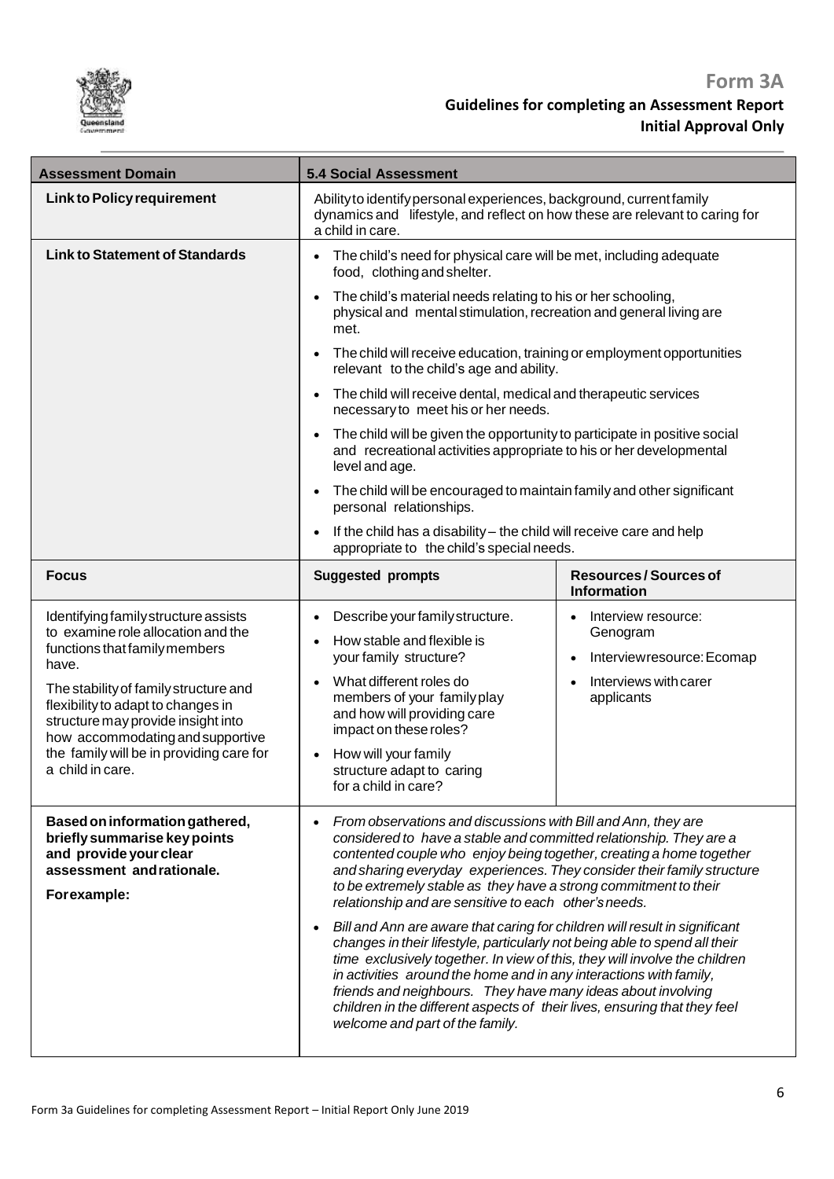| Assessment Domain | 5.4 Social Assessment | |
|---|---|---|
| **Link to Policy requirement** | Ability to identify personal experiences, background, current family dynamics and lifestyle, and reflect on how these are relevant to caring for a child in care. | |
| **Link to Statement of Standards** | • The child's need for physical care will be met, including adequate food, clothing and shelter.<br>• The child's material needs relating to his or her schooling, physical and mental stimulation, recreation and general living are met.<br>• The child will receive education, training or employment opportunities relevant to the child's age and ability.<br>• The child will receive dental, medical and therapeutic services necessary to meet his or her needs.<br>• The child will be given the opportunity to participate in positive social and recreational activities appropriate to his or her developmental level and age.<br>• The child will be encouraged to maintain family and other significant personal relationships.<br>• If the child has a disability – the child will receive care and help appropriate to the child's special needs. | |
| **Focus** | **Suggested prompts** | **Resources / Sources of Information** |
| Identifying family structure assists to examine role allocation and the functions that family members have.<br><br>The stability of family structure and flexibility to adapt to changes in structure may provide insight into how accommodating and supportive the family will be in providing care for a child in care. | • Describe your family structure.<br>• How stable and flexible is your family structure?<br>• What different roles do members of your family play and how will providing care impact on these roles?<br>• How will your family structure adapt to caring for a child in care? | • Interview resource: Genogram<br>• Interview resource: Ecomap<br>• Interviews with carer applicants |
| **Based on information gathered, briefly summarise key points and provide your clear assessment and rationale.**<br><br>**For example:** | • *From observations and discussions with Bill and Ann, they are considered to have a stable and committed relationship. They are a contented couple who enjoy being together, creating a home together and sharing everyday experiences. They consider their family structure to be extremely stable as they have a strong commitment to their relationship and are sensitive to each other's needs.*<br>• *Bill and Ann are aware that caring for children will result in significant changes in their lifestyle, particularly not being able to spend all their time exclusively together. In view of this, they will involve the children in activities around the home and in any interactions with family, friends and neighbours. They have many ideas about involving children in the different aspects of their lives, ensuring that they feel welcome and part of the family.* | |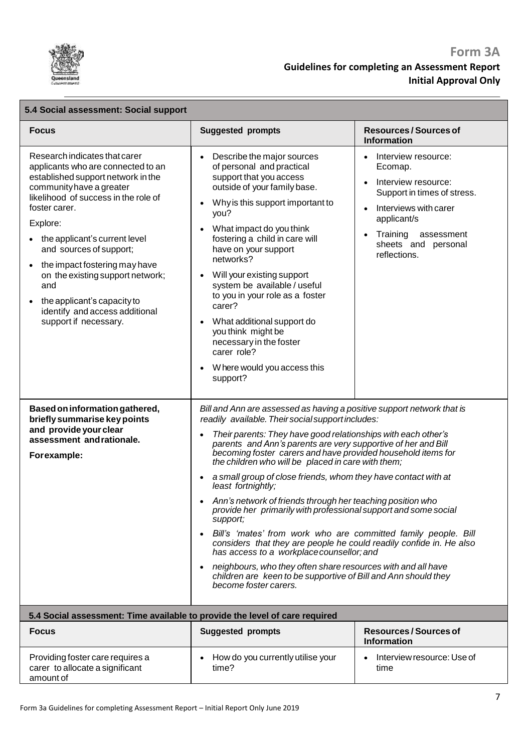| 5.4 Social assessment: Social support | | |
|---|---|---|
| **Focus** | **Suggested prompts** | **Resources / Sources of Information** |
| Research indicates that carer applicants who are connected to an established support network in the community have a greater likelihood of success in the role of foster carer.<br><br>Explore:<br>• the applicant's current level and sources of support;<br>• the impact fostering may have on the existing support network; and<br>• the applicant's capacity to identify and access additional support if necessary. | • Describe the major sources of personal and practical support that you access outside of your family base.<br>• Why is this support important to you?<br>• What impact do you think fostering a child in care will have on your support networks?<br>• Will your existing support system be available / useful to you in your role as a foster carer?<br>• What additional support do you think might be necessary in the foster carer role?<br>• Where would you access this support? | • Interview resource: Ecomap.<br>• Interview resource: Support in times of stress.<br>• Interviews with carer applicant/s<br>• Training assessment sheets and personal reflections. |
| **Based on information gathered, briefly summarise key points and provide your clear assessment and rationale.**<br><br>**For example:** | *Bill and Ann are assessed as having a positive support network that is readily available. Their social support includes:*<br>• *Their parents: They have good relationships with each other's parents and Ann's parents are very supportive of her and Bill becoming foster carers and have provided household items for the children who will be placed in care with them;*<br>• *a small group of close friends, whom they have contact with at least fortnightly;*<br>• *Ann's network of friends through her teaching position who provide her primarily with professional support and some social support;*<br>• *Bill's 'mates' from work who are committed family people. Bill considers that they are people he could readily confide in. He also has access to a workplace counsellor; and*<br>• *neighbours, who they often share resources with and all have children are keen to be supportive of Bill and Ann should they become foster carers.* | |

| 5.4 Social assessment: Time available to provide the level of care required | | |
|---|---|---|
| **Focus** | **Suggested prompts** | **Resources / Sources of Information** |
| Providing foster care requires a carer to allocate a significant amount of | • How do you currently utilise your time? | • Interview resource: Use of time |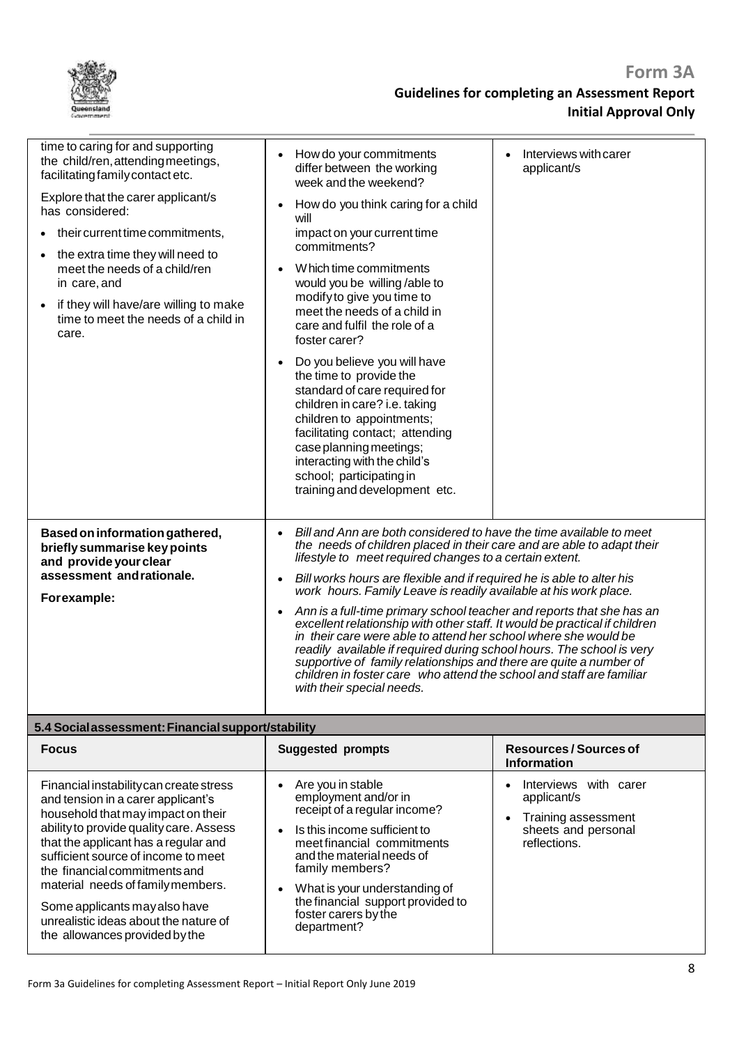| | | |
|---|---|---|
| time to caring for and supporting the child/ren, attending meetings, facilitating family contact etc.<br><br>Explore that the carer applicant/s has considered:<br>• their current time commitments,<br>• the extra time they will need to meet the needs of a child/ren in care, and<br>• if they will have/are willing to make time to meet the needs of a child in care. | • How do your commitments differ between the working week and the weekend?<br>• How do you think caring for a child will impact on your current time commitments?<br>• Which time commitments would you be willing /able to modify to give you time to meet the needs of a child in care and fulfil the role of a foster carer?<br>• Do you believe you will have the time to provide the standard of care required for children in care? i.e. taking children to appointments; facilitating contact; attending case planning meetings; interacting with the child's school; participating in training and development etc. | • Interviews with carer applicant/s |
| **Based on information gathered, briefly summarise key points and provide your clear assessment and rationale.**<br><br>**For example:** | • *Bill and Ann are both considered to have the time available to meet the needs of children placed in their care and are able to adapt their lifestyle to meet required changes to a certain extent.*<br>• *Bill works hours are flexible and if required he is able to alter his work hours. Family Leave is readily available at his work place.*<br>• *Ann is a full-time primary school teacher and reports that she has an excellent relationship with other staff. It would be practical if children in their care were able to attend her school where she would be readily available if required during school hours. The school is very supportive of family relationships and there are quite a number of children in foster care who attend the school and staff are familiar with their special needs.* | |

**5.4 Social assessment: Financial support/stability**

| Focus | Suggested prompts | Resources / Sources of Information |
|---|---|---|
| Financial instability can create stress and tension in a carer applicant's household that may impact on their ability to provide quality care. Assess that the applicant has a regular and sufficient source of income to meet the financial commitments and material needs of family members.<br><br>Some applicants may also have unrealistic ideas about the nature of the allowances provided by the | • Are you in stable employment and/or in receipt of a regular income?<br>• Is this income sufficient to meet financial commitments and the material needs of family members?<br>• What is your understanding of the financial support provided to foster carers by the department? | • Interviews with carer applicant/s<br>• Training assessment sheets and personal reflections. |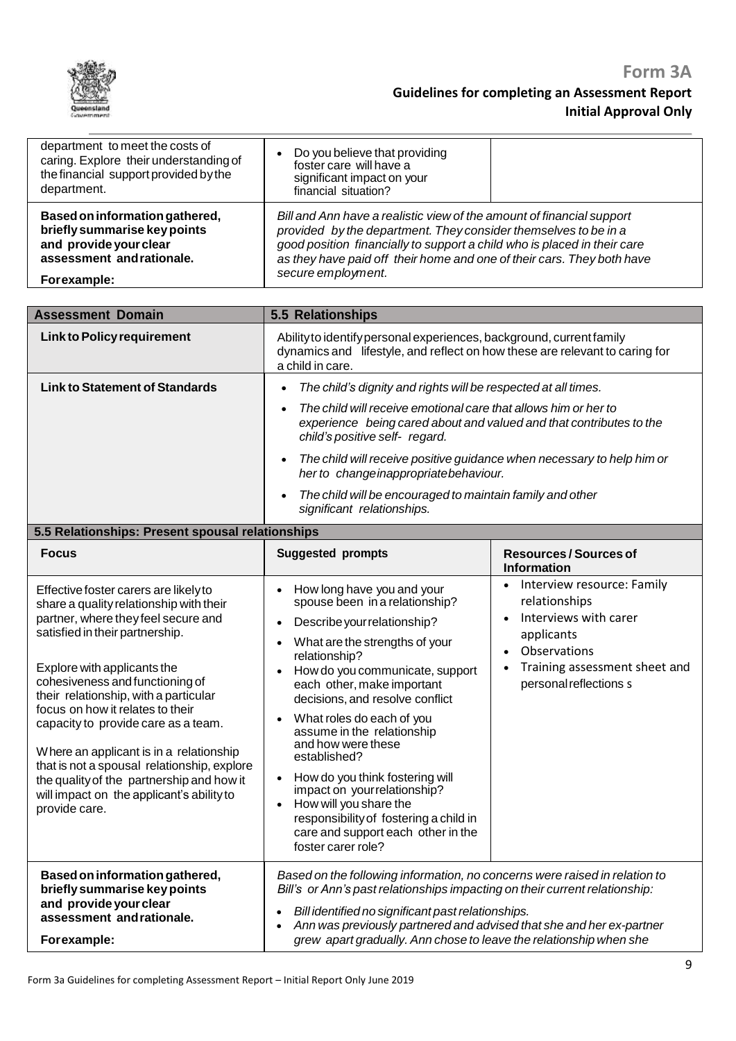| | | |
|---|---|---|
| department to meet the costs of caring. Explore their understanding of the financial support provided by the department. | • Do you believe that providing foster care will have a significant impact on your financial situation? | |
| **Based on information gathered, briefly summarise key points and provide your clear assessment and rationale.**<br><br>**For example:** | *Bill and Ann have a realistic view of the amount of financial support provided by the department. They consider themselves to be in a good position financially to support a child who is placed in their care as they have paid off their home and one of their cars. They both have secure employment.* | |

| **Assessment Domain** | **5.5 Relationships** | |
|---|---|---|
| **Link to Policy requirement** | Ability to identify personal experiences, background, current family dynamics and lifestyle, and reflect on how these are relevant to caring for a child in care. | |
| **Link to Statement of Standards** | • *The child's dignity and rights will be respected at all times.*<br>• *The child will receive emotional care that allows him or her to experience being cared about and valued and that contributes to the child's positive self- regard.*<br>• *The child will receive positive guidance when necessary to help him or her to change inappropriate behaviour.*<br>• *The child will be encouraged to maintain family and other significant relationships.* | |
| **5.5 Relationships: Present spousal relationships** | | |
| **Focus** | **Suggested prompts** | **Resources / Sources of Information** |
| Effective foster carers are likely to share a quality relationship with their partner, where they feel secure and satisfied in their partnership.<br><br>Explore with applicants the cohesiveness and functioning of their relationship, with a particular focus on how it relates to their capacity to provide care as a team.<br><br>Where an applicant is in a relationship that is not a spousal relationship, explore the quality of the partnership and how it will impact on the applicant's ability to provide care. | • How long have you and your spouse been in a relationship?<br>• Describe your relationship?<br>• What are the strengths of your relationship?<br>• How do you communicate, support each other, make important decisions, and resolve conflict<br>• What roles do each of you assume in the relationship and how were these established?<br>• How do you think fostering will impact on your relationship?<br>• How will you share the responsibility of fostering a child in care and support each other in the foster carer role? | • Interview resource: Family relationships<br>• Interviews with carer applicants<br>• Observations<br>• Training assessment sheet and personal reflections s |
| **Based on information gathered, briefly summarise key points and provide your clear assessment and rationale.**<br><br>**For example:** | *Based on the following information, no concerns were raised in relation to Bill's or Ann's past relationships impacting on their current relationship:*<br>• *Bill identified no significant past relationships.*<br>• *Ann was previously partnered and advised that she and her ex-partner grew apart gradually. Ann chose to leave the relationship when she* | |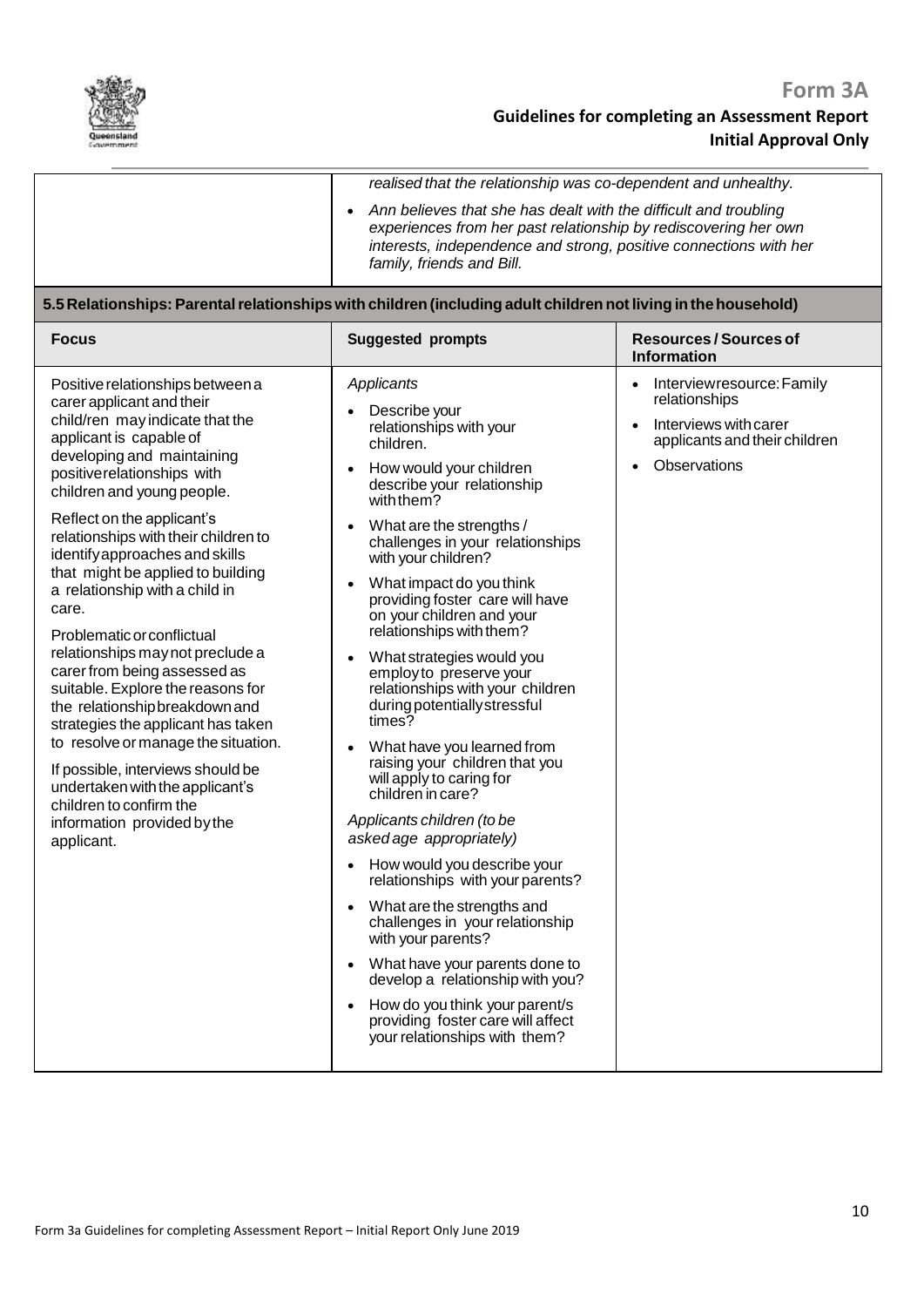| | |
|---|---|
| | *realised that the relationship was co-dependent and unhealthy.*<br>• *Ann believes that she has dealt with the difficult and troubling experiences from her past relationship by rediscovering her own interests, independence and strong, positive connections with her family, friends and Bill.* |

## 5.5 Relationships: Parental relationships with children (including adult children not living in the household)

| Focus | Suggested prompts | Resources / Sources of Information |
|---|---|---|
| Positive relationships between a carer applicant and their child/ren may indicate that the applicant is capable of developing and maintaining positive relationships with children and young people.<br><br>Reflect on the applicant's relationships with their children to identify approaches and skills that might be applied to building a relationship with a child in care.<br><br>Problematic or conflictual relationships may not preclude a carer from being assessed as suitable. Explore the reasons for the relationship breakdown and strategies the applicant has taken to resolve or manage the situation.<br><br>If possible, interviews should be undertaken with the applicant's children to confirm the information provided by the applicant. | *Applicants*<br>• Describe your relationships with your children.<br>• How would your children describe your relationship with them?<br>• What are the strengths / challenges in your relationships with your children?<br>• What impact do you think providing foster care will have on your children and your relationships with them?<br>• What strategies would you employ to preserve your relationships with your children during potentially stressful times?<br>• What have you learned from raising your children that you will apply to caring for children in care?<br><br>*Applicants children (to be asked age appropriately)*<br>• How would you describe your relationships with your parents?<br>• What are the strengths and challenges in your relationship with your parents?<br>• What have your parents done to develop a relationship with you?<br>• How do you think your parent/s providing foster care will affect your relationships with them? | • Interview resource: Family relationships<br>• Interviews with carer applicants and their children<br>• Observations |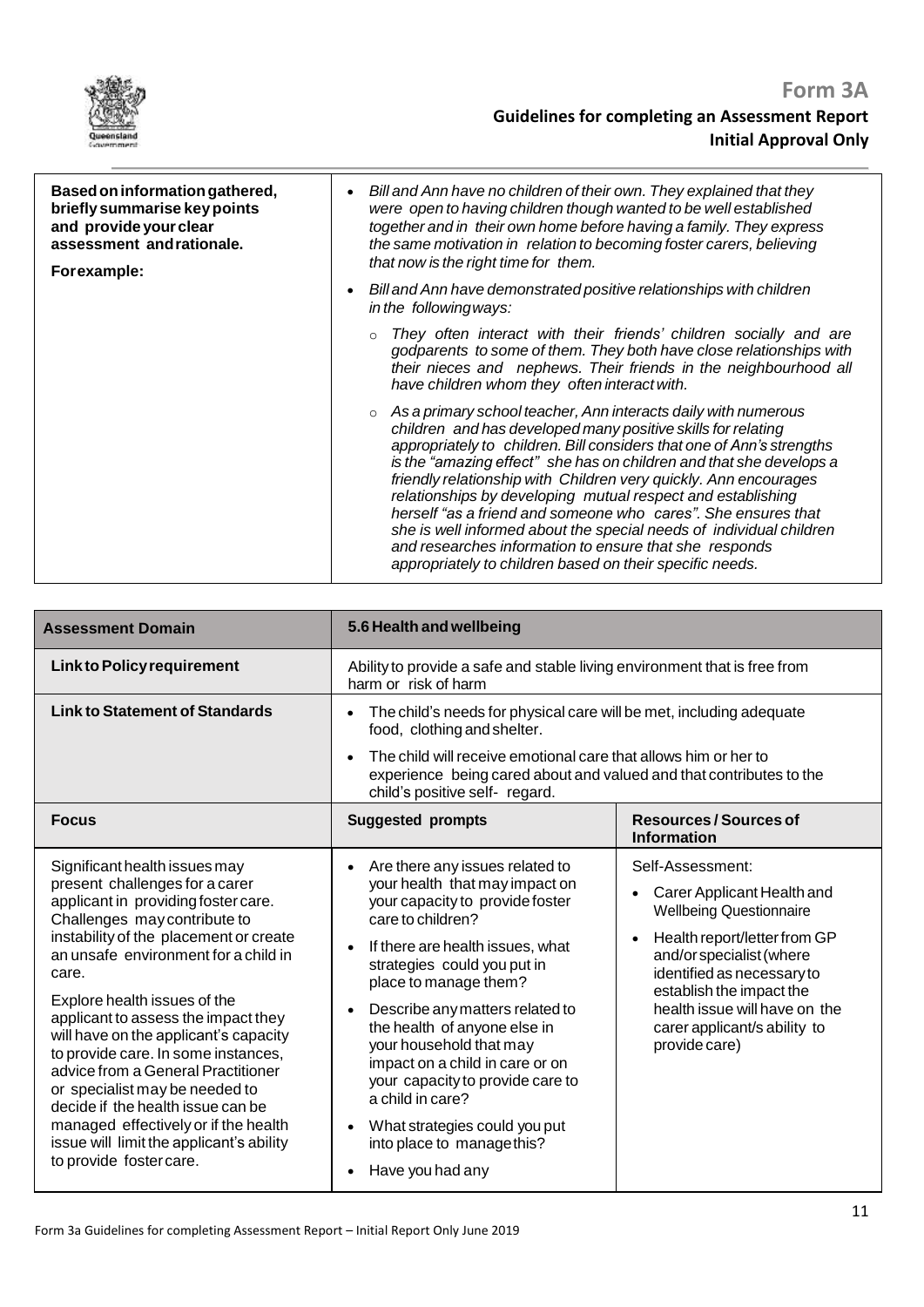| Based on information gathered, briefly summarise key points and provide your clear assessment and rationale.<br><br>For example: | <ul><li>*Bill and Ann have no children of their own. They explained that they were open to having children though wanted to be well established together and in their own home before having a family. They express the same motivation in relation to becoming foster carers, believing that now is the right time for them.*</li><li>*Bill and Ann have demonstrated positive relationships with children in the following ways:*<ul><li>*They often interact with their friends' children socially and are godparents to some of them. They both have close relationships with their nieces and nephews. Their friends in the neighbourhood all have children whom they often interact with.*</li><li>*As a primary school teacher, Ann interacts daily with numerous children and has developed many positive skills for relating appropriately to children. Bill considers that one of Ann's strengths is the "amazing effect" she has on children and that she develops a friendly relationship with Children very quickly. Ann encourages relationships by developing mutual respect and establishing herself "as a friend and someone who cares". She ensures that she is well informed about the special needs of individual children and researches information to ensure that she responds appropriately to children based on their specific needs.*</li></ul></li></ul> |
|---|---|

| **Assessment Domain** | **5.6 Health and wellbeing** | |
|---|---|---|
| **Link to Policy requirement** | Ability to provide a safe and stable living environment that is free from harm or risk of harm | |
| **Link to Statement of Standards** | <ul><li>The child's needs for physical care will be met, including adequate food, clothing and shelter.</li><li>The child will receive emotional care that allows him or her to experience being cared about and valued and that contributes to the child's positive self- regard.</li></ul> | |
| **Focus** | **Suggested prompts** | **Resources / Sources of Information** |
| Significant health issues may present challenges for a carer applicant in providing foster care. Challenges may contribute to instability of the placement or create an unsafe environment for a child in care.<br><br>Explore health issues of the applicant to assess the impact they will have on the applicant's capacity to provide care. In some instances, advice from a General Practitioner or specialist may be needed to decide if the health issue can be managed effectively or if the health issue will limit the applicant's ability to provide foster care. | <ul><li>Are there any issues related to your health that may impact on your capacity to provide foster care to children?</li><li>If there are health issues, what strategies could you put in place to manage them?</li><li>Describe any matters related to the health of anyone else in your household that may impact on a child in care or on your capacity to provide care to a child in care?</li><li>What strategies could you put into place to manage this?</li><li>Have you had any</li></ul> | Self-Assessment:<ul><li>Carer Applicant Health and Wellbeing Questionnaire</li><li>Health report/letter from GP and/or specialist (where identified as necessary to establish the impact the health issue will have on the carer applicant/s ability to provide care)</li></ul> |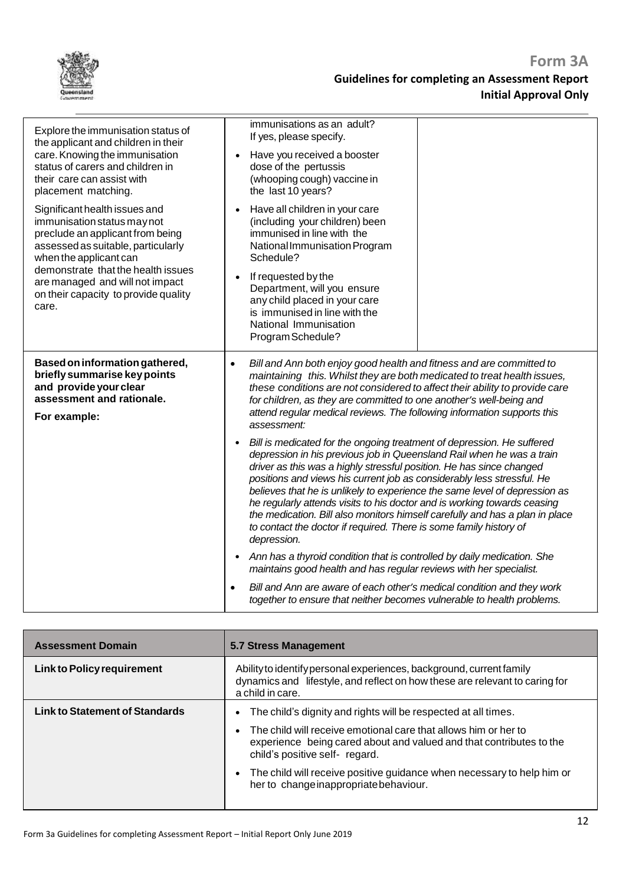| | | |
|---|---|---|
| Explore the immunisation status of the applicant and children in their care. Knowing the immunisation status of carers and children in their care can assist with placement matching.<br><br>Significant health issues and immunisation status may not preclude an applicant from being assessed as suitable, particularly when the applicant can demonstrate that the health issues are managed and will not impact on their capacity to provide quality care. | immunisations as an adult? If yes, please specify.<br>• Have you received a booster dose of the pertussis (whooping cough) vaccine in the last 10 years?<br>• Have all children in your care (including your children) been immunised in line with the National Immunisation Program Schedule?<br>• If requested by the Department, will you ensure any child placed in your care is immunised in line with the National Immunisation Program Schedule? | |
| **Based on information gathered, briefly summarise key points and provide your clear assessment and rationale.**<br><br>**For example:** | • *Bill and Ann both enjoy good health and fitness and are committed to maintaining this. Whilst they are both medicated to treat health issues, these conditions are not considered to affect their ability to provide care for children, as they are committed to one another's well-being and attend regular medical reviews. The following information supports this assessment:*<br>• *Bill is medicated for the ongoing treatment of depression. He suffered depression in his previous job in Queensland Rail when he was a train driver as this was a highly stressful position. He has since changed positions and views his current job as considerably less stressful. He believes that he is unlikely to experience the same level of depression as he regularly attends visits to his doctor and is working towards ceasing the medication. Bill also monitors himself carefully and has a plan in place to contact the doctor if required. There is some family history of depression.*<br>• *Ann has a thyroid condition that is controlled by daily medication. She maintains good health and has regular reviews with her specialist.*<br>• *Bill and Ann are aware of each other's medical condition and they work together to ensure that neither becomes vulnerable to health problems.* | |

| **Assessment Domain** | **5.7 Stress Management** |
|---|---|
| **Link to Policy requirement** | Ability to identify personal experiences, background, current family dynamics and lifestyle, and reflect on how these are relevant to caring for a child in care. |
| **Link to Statement of Standards** | • The child's dignity and rights will be respected at all times.<br>• The child will receive emotional care that allows him or her to experience being cared about and valued and that contributes to the child's positive self- regard.<br>• The child will receive positive guidance when necessary to help him or her to change inappropriate behaviour. |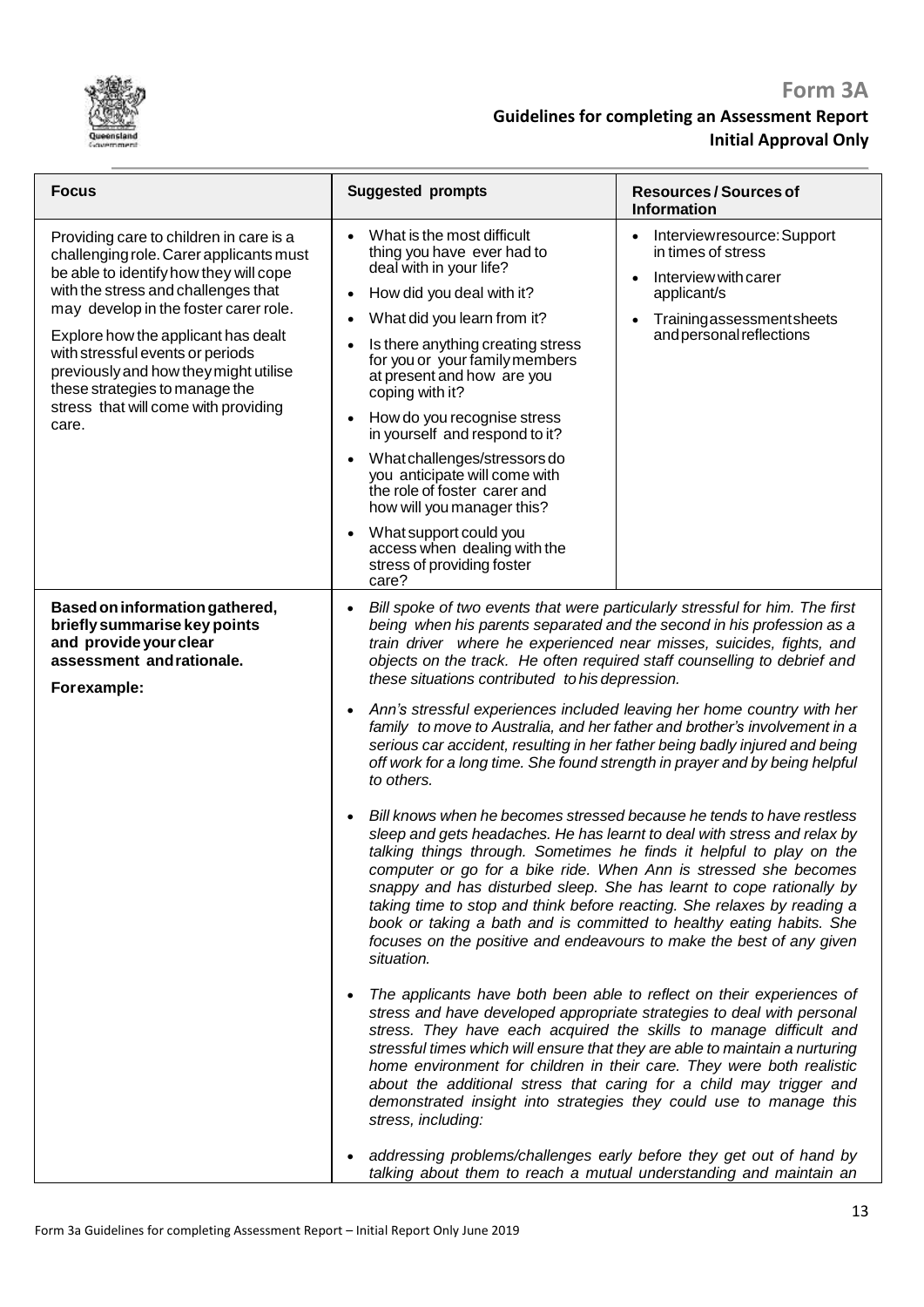# Form 3A

## Guidelines for completing an Assessment Report

### Initial Approval Only

| Focus | Suggested prompts | Resources / Sources of Information |
|---|---|---|
| Providing care to children in care is a challenging role. Carer applicants must be able to identify how they will cope with the stress and challenges that may develop in the foster carer role.<br><br>Explore how the applicant has dealt with stressful events or periods previously and how they might utilise these strategies to manage the stress that will come with providing care. | • What is the most difficult thing you have ever had to deal with in your life?<br>• How did you deal with it?<br>• What did you learn from it?<br>• Is there anything creating stress for you or your family members at present and how are you coping with it?<br>• How do you recognise stress in yourself and respond to it?<br>• What challenges/stressors do you anticipate will come with the role of foster carer and how will you manager this?<br>• What support could you access when dealing with the stress of providing foster care? | • Interview resource: Support in times of stress<br>• Interview with carer applicant/s<br>• Training assessment sheets and personal reflections |
| **Based on information gathered, briefly summarise key points and provide your clear assessment and rationale.**<br><br>**For example:** | • *Bill spoke of two events that were particularly stressful for him. The first being when his parents separated and the second in his profession as a train driver where he experienced near misses, suicides, fights, and objects on the track. He often required staff counselling to debrief and these situations contributed to his depression.*<br>• *Ann's stressful experiences included leaving her home country with her family to move to Australia, and her father and brother's involvement in a serious car accident, resulting in her father being badly injured and being off work for a long time. She found strength in prayer and by being helpful to others.*<br>• *Bill knows when he becomes stressed because he tends to have restless sleep and gets headaches. He has learnt to deal with stress and relax by talking things through. Sometimes he finds it helpful to play on the computer or go for a bike ride. When Ann is stressed she becomes snappy and has disturbed sleep. She has learnt to cope rationally by taking time to stop and think before reacting. She relaxes by reading a book or taking a bath and is committed to healthy eating habits. She focuses on the positive and endeavours to make the best of any given situation.*<br>• *The applicants have both been able to reflect on their experiences of stress and have developed appropriate strategies to deal with personal stress. They have each acquired the skills to manage difficult and stressful times which will ensure that they are able to maintain a nurturing home environment for children in their care. They were both realistic about the additional stress that caring for a child may trigger and demonstrated insight into strategies they could use to manage this stress, including:*<br>• *addressing problems/challenges early before they get out of hand by talking about them to reach a mutual understanding and maintain an* | |

Form 3a Guidelines for completing Assessment Report – Initial Report Only June 2019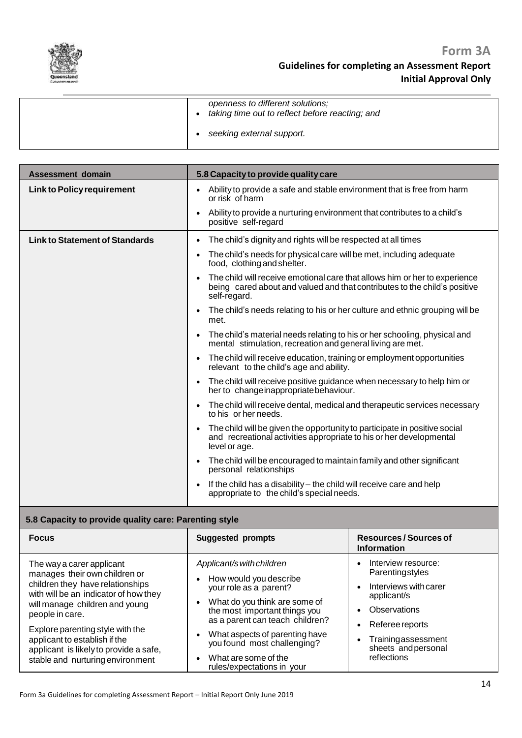| | |
|---|---|
| | *openness to different solutions;*<br>• *taking time out to reflect before reacting; and*<br>• *seeking external support.* |

| Assessment domain | 5.8 Capacity to provide quality care |
|---|---|
| **Link to Policy requirement** | • Ability to provide a safe and stable environment that is free from harm or risk of harm<br>• Ability to provide a nurturing environment that contributes to a child's positive self-regard |
| **Link to Statement of Standards** | • The child's dignity and rights will be respected at all times<br>• The child's needs for physical care will be met, including adequate food, clothing and shelter.<br>• The child will receive emotional care that allows him or her to experience being cared about and valued and that contributes to the child's positive self-regard.<br>• The child's needs relating to his or her culture and ethnic grouping will be met.<br>• The child's material needs relating to his or her schooling, physical and mental stimulation, recreation and general living are met.<br>• The child will receive education, training or employment opportunities relevant to the child's age and ability.<br>• The child will receive positive guidance when necessary to help him or her to change inappropriate behaviour.<br>• The child will receive dental, medical and therapeutic services necessary to his or her needs.<br>• The child will be given the opportunity to participate in positive social and recreational activities appropriate to his or her developmental level or age.<br>• The child will be encouraged to maintain family and other significant personal relationships<br>• If the child has a disability – the child will receive care and help appropriate to the child's special needs. |

**5.8 Capacity to provide quality care: Parenting style**

| Focus | Suggested prompts | Resources / Sources of Information |
|---|---|---|
| The way a carer applicant manages their own children or children they have relationships with will be an indicator of how they will manage children and young people in care.<br><br>Explore parenting style with the applicant to establish if the applicant is likely to provide a safe, stable and nurturing environment | *Applicant/s with children*<br>• How would you describe your role as a parent?<br>• What do you think are some of the most important things you as a parent can teach children?<br>• What aspects of parenting have you found most challenging?<br>• What are some of the rules/expectations in your | • Interview resource: Parenting styles<br>• Interviews with carer applicant/s<br>• Observations<br>• Referee reports<br>• Training assessment sheets and personal reflections |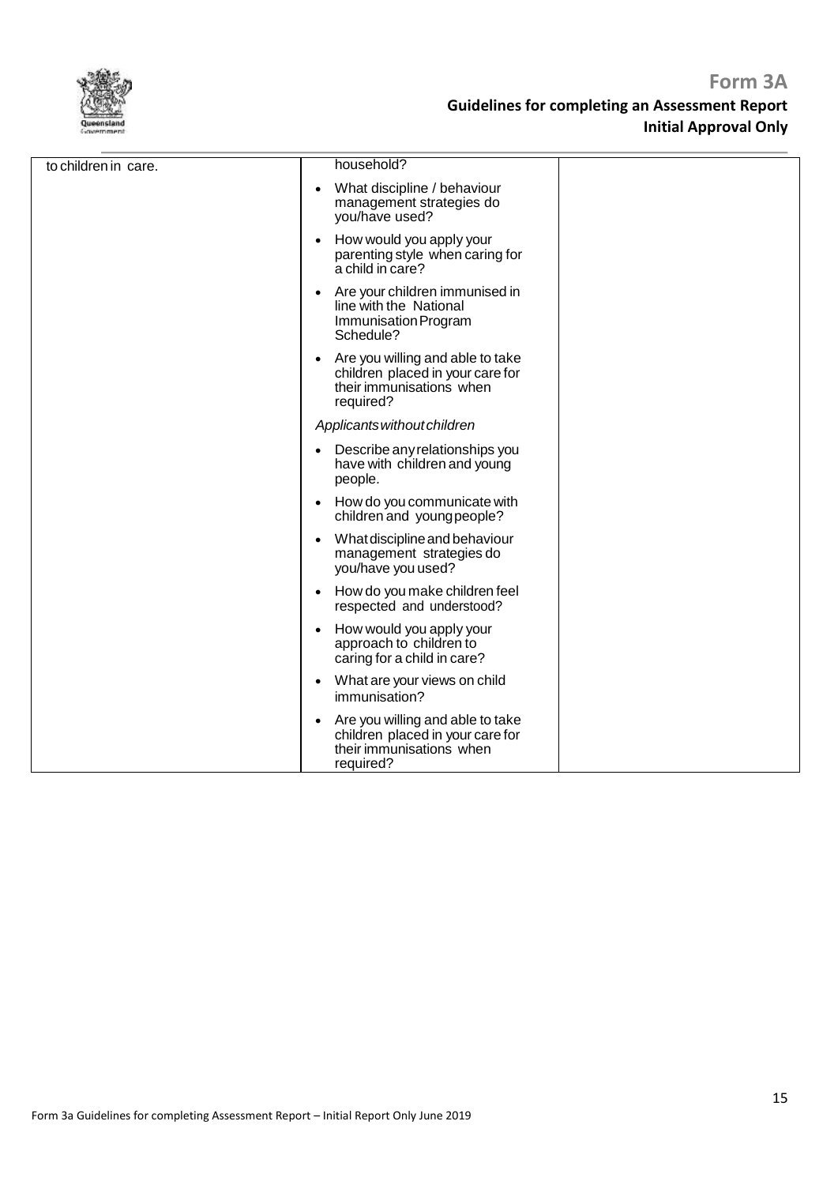| | | |
|---|---|---|
| to children in care. | household?<br>• What discipline / behaviour management strategies do you/have used?<br>• How would you apply your parenting style when caring for a child in care?<br>• Are your children immunised in line with the National Immunisation Program Schedule?<br>• Are you willing and able to take children placed in your care for their immunisations when required?<br>*Applicants without children*<br>• Describe any relationships you have with children and young people.<br>• How do you communicate with children and young people?<br>• What discipline and behaviour management strategies do you/have you used?<br>• How do you make children feel respected and understood?<br>• How would you apply your approach to children to caring for a child in care?<br>• What are your views on child immunisation?<br>• Are you willing and able to take children placed in your care for their immunisations when required? | |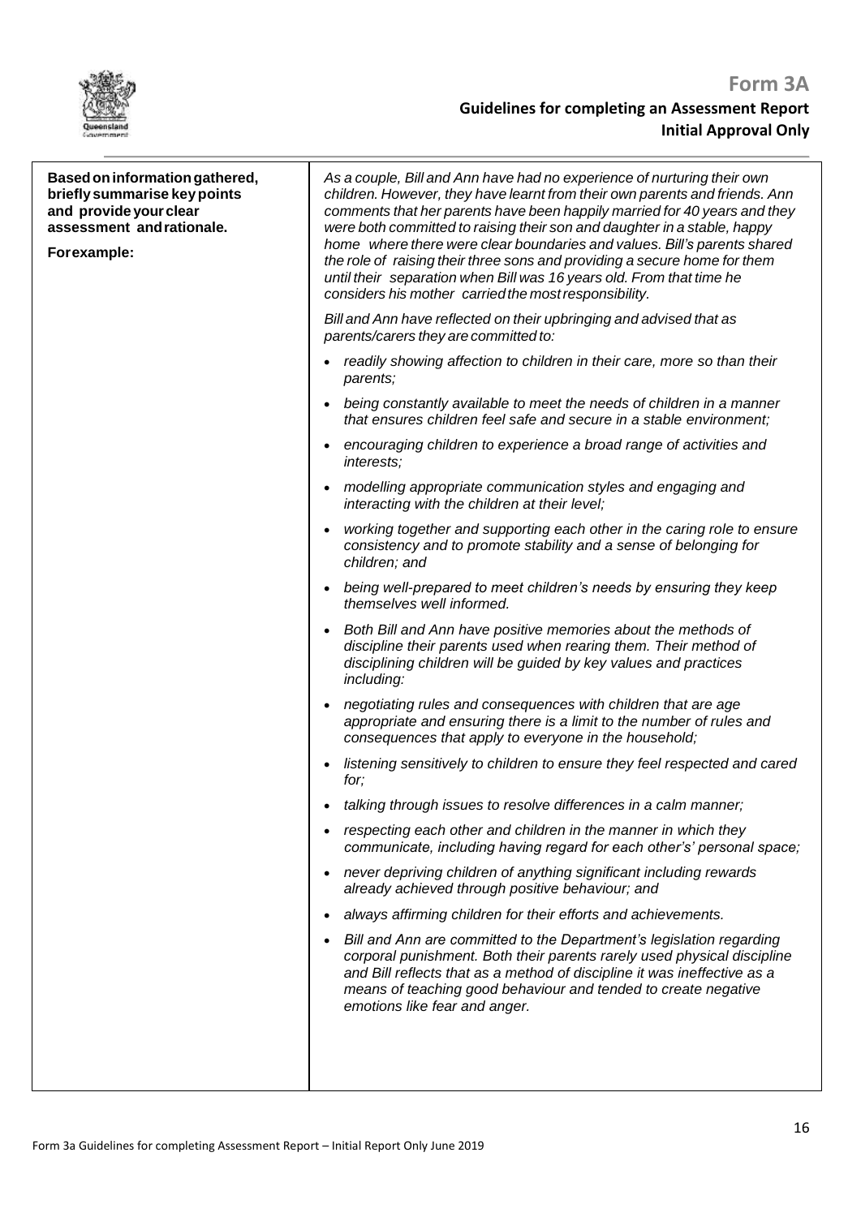| **Based on information gathered, briefly summarise key points and provide your clear assessment and rationale.**<br><br>**For example:** | *As a couple, Bill and Ann have had no experience of nurturing their own children. However, they have learnt from their own parents and friends. Ann comments that her parents have been happily married for 40 years and they were both committed to raising their son and daughter in a stable, happy home where there were clear boundaries and values. Bill's parents shared the role of raising their three sons and providing a secure home for them until their separation when Bill was 16 years old. From that time he considers his mother carried the most responsibility.*<br><br>*Bill and Ann have reflected on their upbringing and advised that as parents/carers they are committed to:*<br><br>• *readily showing affection to children in their care, more so than their parents;*<br>• *being constantly available to meet the needs of children in a manner that ensures children feel safe and secure in a stable environment;*<br>• *encouraging children to experience a broad range of activities and interests;*<br>• *modelling appropriate communication styles and engaging and interacting with the children at their level;*<br>• *working together and supporting each other in the caring role to ensure consistency and to promote stability and a sense of belonging for children; and*<br>• *being well-prepared to meet children's needs by ensuring they keep themselves well informed.*<br>• *Both Bill and Ann have positive memories about the methods of discipline their parents used when rearing them. Their method of disciplining children will be guided by key values and practices including:*<br>• *negotiating rules and consequences with children that are age appropriate and ensuring there is a limit to the number of rules and consequences that apply to everyone in the household;*<br>• *listening sensitively to children to ensure they feel respected and cared for;*<br>• *talking through issues to resolve differences in a calm manner;*<br>• *respecting each other and children in the manner in which they communicate, including having regard for each other's' personal space;*<br>• *never depriving children of anything significant including rewards already achieved through positive behaviour; and*<br>• *always affirming children for their efforts and achievements.*<br>• *Bill and Ann are committed to the Department's legislation regarding corporal punishment. Both their parents rarely used physical discipline and Bill reflects that as a method of discipline it was ineffective as a means of teaching good behaviour and tended to create negative emotions like fear and anger.* |
|---|---|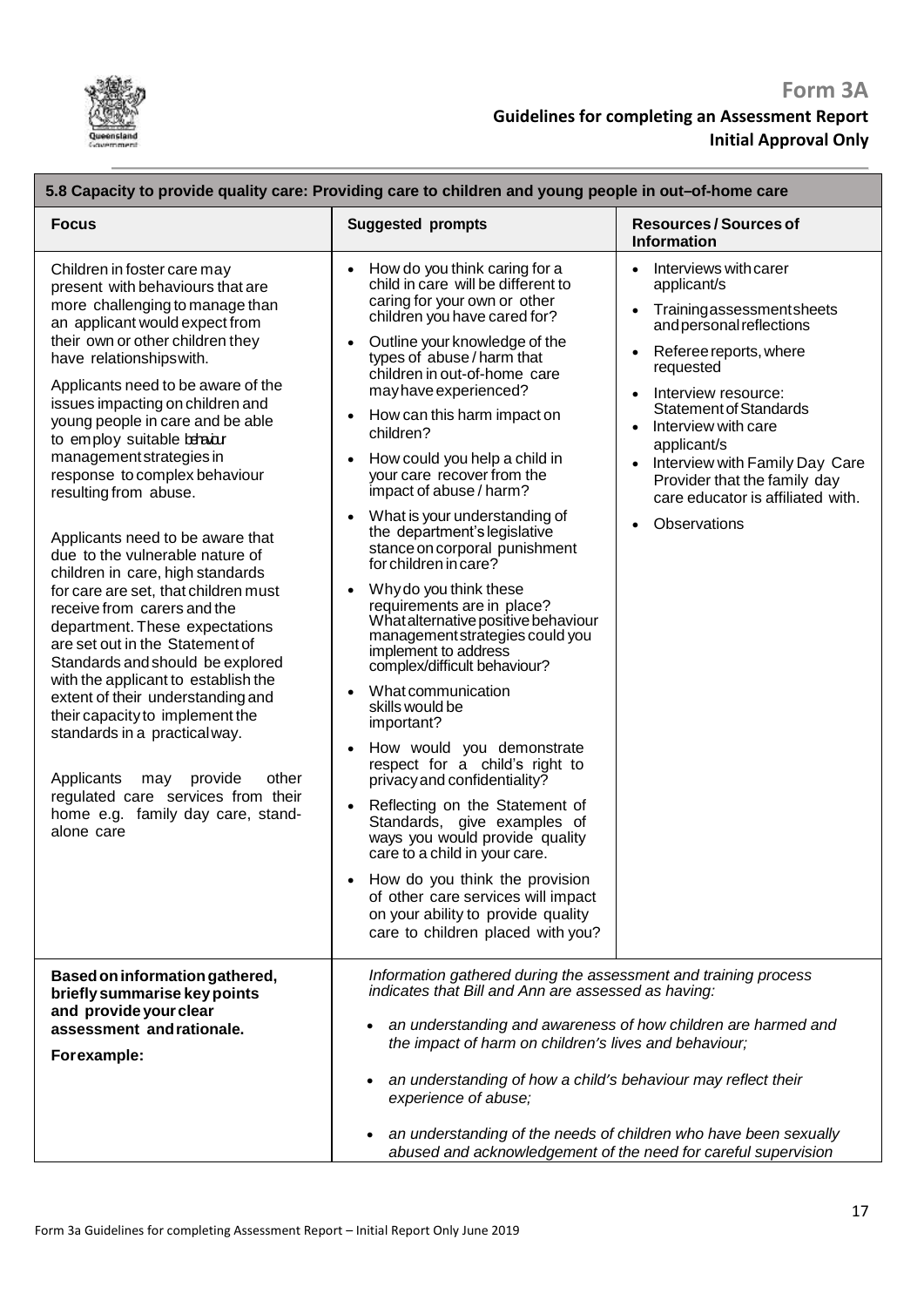# Form 3A

## Guidelines for completing an Assessment Report

### Initial Approval Only

| 5.8 Capacity to provide quality care: Providing care to children and young people in out–of-home care | | |
|---|---|---|
| **Focus** | **Suggested prompts** | **Resources / Sources of Information** |
| Children in foster care may present with behaviours that are more challenging to manage than an applicant would expect from their own or other children they have relationships with.<br><br>Applicants need to be aware of the issues impacting on children and young people in care and be able to employ suitable behaviour management strategies in response to complex behaviour resulting from abuse.<br><br>Applicants need to be aware that due to the vulnerable nature of children in care, high standards for care are set, that children must receive from carers and the department. These expectations are set out in the Statement of Standards and should be explored with the applicant to establish the extent of their understanding and their capacity to implement the standards in a practical way.<br><br>Applicants may provide other regulated care services from their home e.g. family day care, stand-alone care | • How do you think caring for a child in care will be different to caring for your own or other children you have cared for?<br>• Outline your knowledge of the types of abuse / harm that children in out-of-home care may have experienced?<br>• How can this harm impact on children?<br>• How could you help a child in your care recover from the impact of abuse / harm?<br>• What is your understanding of the department's legislative stance on corporal punishment for children in care?<br>• Why do you think these requirements are in place? What alternative positive behaviour management strategies could you implement to address complex/difficult behaviour?<br>• What communication skills would be important?<br>• How would you demonstrate respect for a child's right to privacy and confidentiality?<br>• Reflecting on the Statement of Standards, give examples of ways you would provide quality care to a child in your care.<br>• How do you think the provision of other care services will impact on your ability to provide quality care to children placed with you? | • Interviews with carer applicant/s<br>• Training assessment sheets and personal reflections<br>• Referee reports, where requested<br>• Interview resource: Statement of Standards<br>• Interview with care applicant/s<br>• Interview with Family Day Care Provider that the family day care educator is affiliated with.<br>• Observations |
| **Based on information gathered, briefly summarise key points and provide your clear assessment and rationale.**<br><br>**For example:** | *Information gathered during the assessment and training process indicates that Bill and Ann are assessed as having:*<br><br>• *an understanding and awareness of how children are harmed and the impact of harm on children's lives and behaviour;*<br>• *an understanding of how a child's behaviour may reflect their experience of abuse;*<br>• *an understanding of the needs of children who have been sexually abused and acknowledgement of the need for careful supervision* | |

Form 3a Guidelines for completing Assessment Report – Initial Report Only June 2019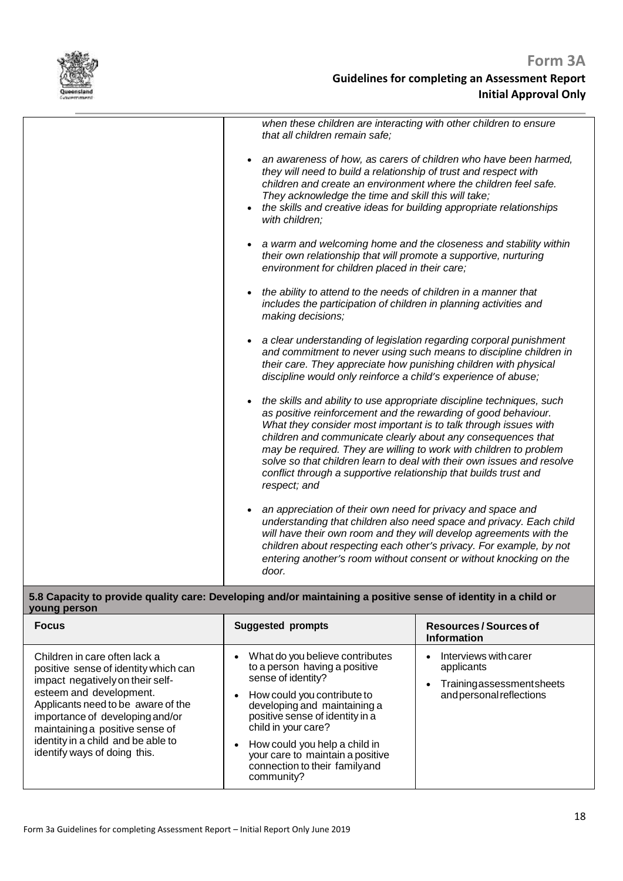| | |
|---|---|
| | *when these children are interacting with other children to ensure that all children remain safe;*<br><br>• *an awareness of how, as carers of children who have been harmed, they will need to build a relationship of trust and respect with children and create an environment where the children feel safe. They acknowledge the time and skill this will take;*<br>• *the skills and creative ideas for building appropriate relationships with children;*<br><br>• *a warm and welcoming home and the closeness and stability within their own relationship that will promote a supportive, nurturing environment for children placed in their care;*<br><br>• *the ability to attend to the needs of children in a manner that includes the participation of children in planning activities and making decisions;*<br><br>• *a clear understanding of legislation regarding corporal punishment and commitment to never using such means to discipline children in their care. They appreciate how punishing children with physical discipline would only reinforce a child's experience of abuse;*<br><br>• *the skills and ability to use appropriate discipline techniques, such as positive reinforcement and the rewarding of good behaviour. What they consider most important is to talk through issues with children and communicate clearly about any consequences that may be required. They are willing to work with children to problem solve so that children learn to deal with their own issues and resolve conflict through a supportive relationship that builds trust and respect; and*<br><br>• *an appreciation of their own need for privacy and space and understanding that children also need space and privacy. Each child will have their own room and they will develop agreements with the children about respecting each other's privacy. For example, by not entering another's room without consent or without knocking on the door.* |

**5.8 Capacity to provide quality care: Developing and/or maintaining a positive sense of identity in a child or young person**

| Focus | Suggested prompts | Resources / Sources of Information |
|---|---|---|
| Children in care often lack a positive sense of identity which can impact negatively on their self-esteem and development. Applicants need to be aware of the importance of developing and/or maintaining a positive sense of identity in a child and be able to identify ways of doing this. | • What do you believe contributes to a person having a positive sense of identity?<br>• How could you contribute to developing and maintaining a positive sense of identity in a child in your care?<br>• How could you help a child in your care to maintain a positive connection to their family and community? | • Interviews with carer applicants<br>• Training assessment sheets and personal reflections |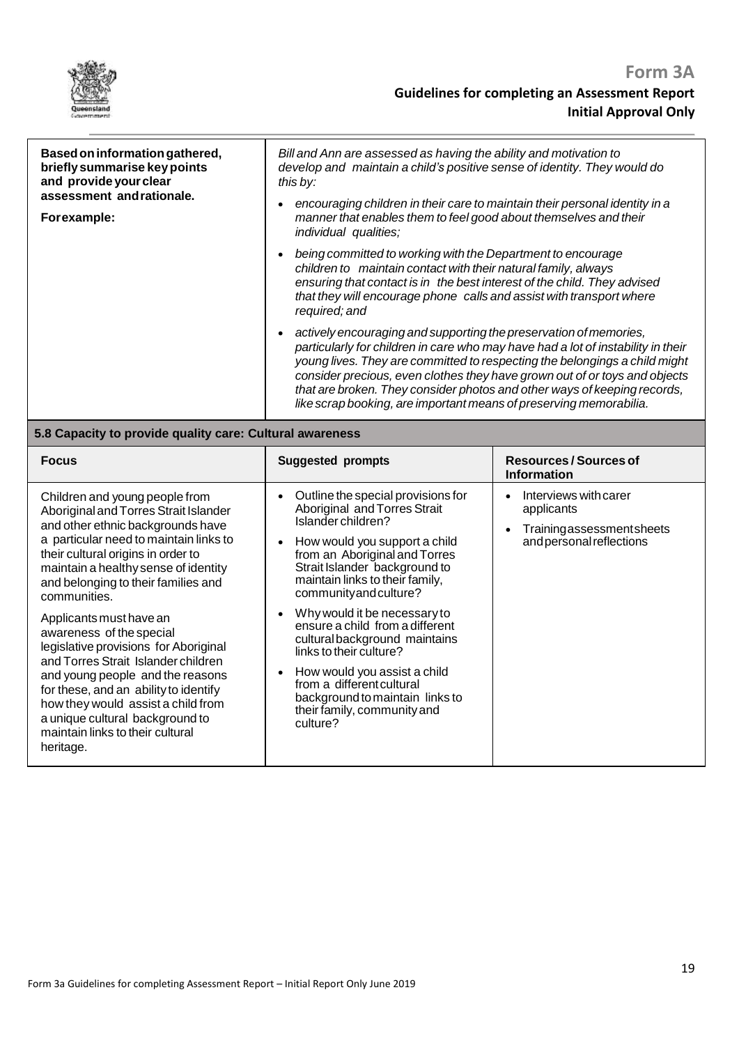| **Based on information gathered, briefly summarise key points and provide your clear assessment and rationale.**<br><br>**For example:** | *Bill and Ann are assessed as having the ability and motivation to develop and maintain a child's positive sense of identity. They would do this by:*<br><br>• *encouraging children in their care to maintain their personal identity in a manner that enables them to feel good about themselves and their individual qualities;*<br>• *being committed to working with the Department to encourage children to maintain contact with their natural family, always ensuring that contact is in the best interest of the child. They advised that they will encourage phone calls and assist with transport where required; and*<br>• *actively encouraging and supporting the preservation of memories, particularly for children in care who may have had a lot of instability in their young lives. They are committed to respecting the belongings a child might consider precious, even clothes they have grown out of or toys and objects that are broken. They consider photos and other ways of keeping records, like scrap booking, are important means of preserving memorabilia.* |
|---|---|

**5.8 Capacity to provide quality care: Cultural awareness**

| **Focus** | **Suggested prompts** | **Resources / Sources of Information** |
|---|---|---|
| Children and young people from Aboriginal and Torres Strait Islander and other ethnic backgrounds have a particular need to maintain links to their cultural origins in order to maintain a healthy sense of identity and belonging to their families and communities.<br><br>Applicants must have an awareness of the special legislative provisions for Aboriginal and Torres Strait Islander children and young people and the reasons for these, and an ability to identify how they would assist a child from a unique cultural background to maintain links to their cultural heritage. | • Outline the special provisions for Aboriginal and Torres Strait Islander children?<br>• How would you support a child from an Aboriginal and Torres Strait Islander background to maintain links to their family, community and culture?<br>• Why would it be necessary to ensure a child from a different cultural background maintains links to their culture?<br>• How would you assist a child from a different cultural background to maintain links to their family, community and culture? | • Interviews with carer applicants<br>• Training assessment sheets and personal reflections |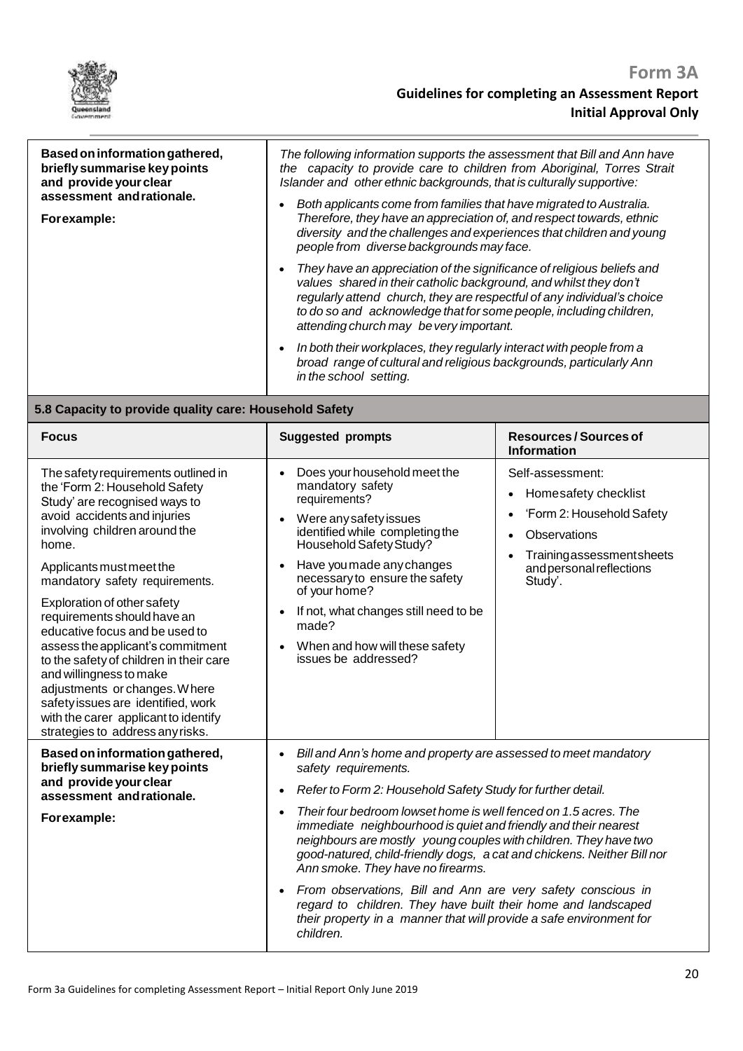| Based on information gathered, briefly summarise key points and provide your clear assessment and rationale.<br><br>**For example:** | *The following information supports the assessment that Bill and Ann have the capacity to provide care to children from Aboriginal, Torres Strait Islander and other ethnic backgrounds, that is culturally supportive:*<br><br>• *Both applicants come from families that have migrated to Australia. Therefore, they have an appreciation of, and respect towards, ethnic diversity and the challenges and experiences that children and young people from diverse backgrounds may face.*<br>• *They have an appreciation of the significance of religious beliefs and values shared in their catholic background, and whilst they don't regularly attend church, they are respectful of any individual's choice to do so and acknowledge that for some people, including children, attending church may be very important.*<br>• *In both their workplaces, they regularly interact with people from a broad range of cultural and religious backgrounds, particularly Ann in the school setting.* |
|---|---|

## 5.8 Capacity to provide quality care: Household Safety

| Focus | Suggested prompts | Resources / Sources of Information |
|---|---|---|
| The safety requirements outlined in the 'Form 2: Household Safety Study' are recognised ways to avoid accidents and injuries involving children around the home.<br><br>Applicants must meet the mandatory safety requirements.<br><br>Exploration of other safety requirements should have an educative focus and be used to assess the applicant's commitment to the safety of children in their care and willingness to make adjustments or changes. Where safety issues are identified, work with the carer applicant to identify strategies to address any risks. | • Does your household meet the mandatory safety requirements?<br>• Were any safety issues identified while completing the Household Safety Study?<br>• Have you made any changes necessary to ensure the safety of your home?<br>• If not, what changes still need to be made?<br>• When and how will these safety issues be addressed? | Self-assessment:<br>• Home safety checklist<br>• 'Form 2: Household Safety<br>• Observations<br>• Training assessment sheets and personal reflections Study'. |
| **Based on information gathered, briefly summarise key points and provide your clear assessment and rationale.**<br><br>**For example:** | • *Bill and Ann's home and property are assessed to meet mandatory safety requirements.*<br>• *Refer to Form 2: Household Safety Study for further detail.*<br>• *Their four bedroom lowset home is well fenced on 1.5 acres. The immediate neighbourhood is quiet and friendly and their nearest neighbours are mostly young couples with children. They have two good-natured, child-friendly dogs, a cat and chickens. Neither Bill nor Ann smoke. They have no firearms.*<br>• *From observations, Bill and Ann are very safety conscious in regard to children. They have built their home and landscaped their property in a manner that will provide a safe environment for children.* | |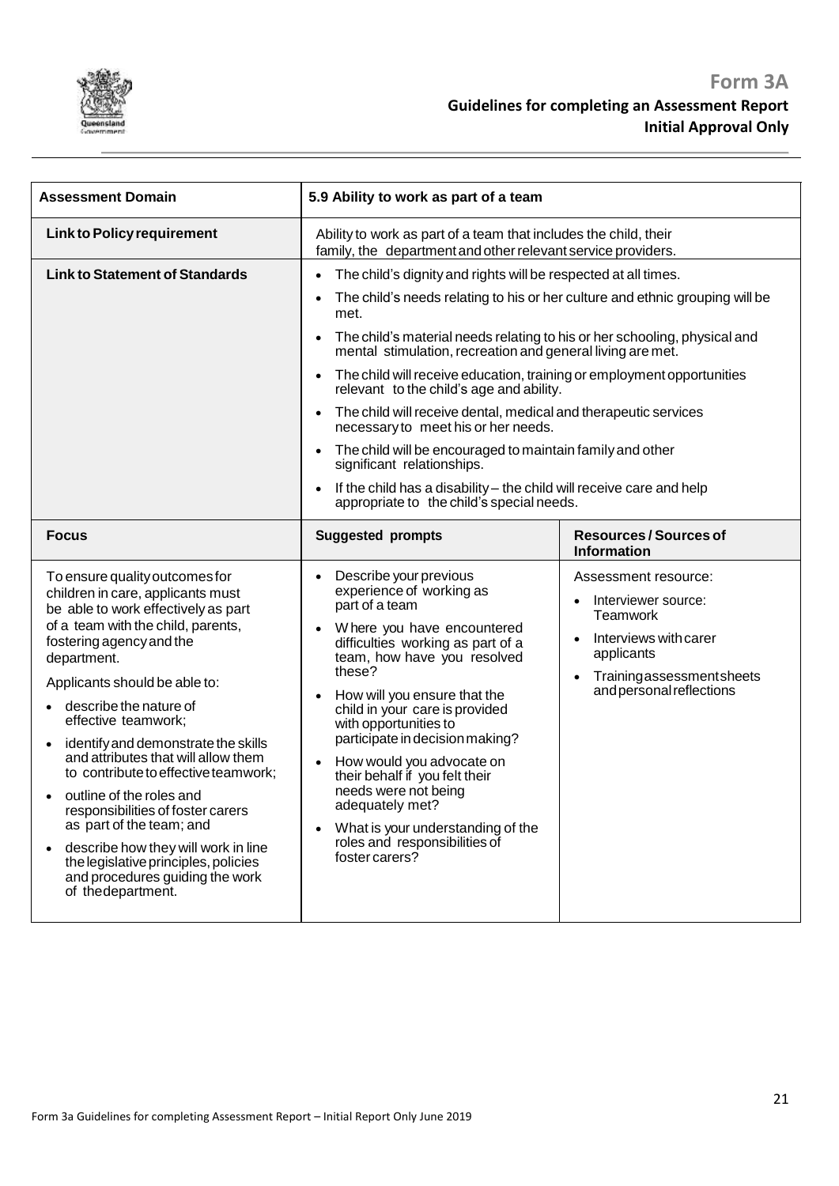| Assessment Domain | 5.9 Ability to work as part of a team | |
|---|---|---|
| **Link to Policy requirement** | Ability to work as part of a team that includes the child, their family, the department and other relevant service providers. | |
| **Link to Statement of Standards** | • The child's dignity and rights will be respected at all times.<br>• The child's needs relating to his or her culture and ethnic grouping will be met.<br>• The child's material needs relating to his or her schooling, physical and mental stimulation, recreation and general living are met.<br>• The child will receive education, training or employment opportunities relevant to the child's age and ability.<br>• The child will receive dental, medical and therapeutic services necessary to meet his or her needs.<br>• The child will be encouraged to maintain family and other significant relationships.<br>• If the child has a disability – the child will receive care and help appropriate to the child's special needs. | |
| **Focus** | **Suggested prompts** | **Resources / Sources of Information** |
| To ensure quality outcomes for children in care, applicants must be able to work effectively as part of a team with the child, parents, fostering agency and the department.<br><br>Applicants should be able to:<br>• describe the nature of effective teamwork;<br>• identify and demonstrate the skills and attributes that will allow them to contribute to effective teamwork;<br>• outline of the roles and responsibilities of foster carers as part of the team; and<br>• describe how they will work in line the legislative principles, policies and procedures guiding the work of the department. | • Describe your previous experience of working as part of a team<br>• Where you have encountered difficulties working as part of a team, how have you resolved these?<br>• How will you ensure that the child in your care is provided with opportunities to participate in decision making?<br>• How would you advocate on their behalf if you felt their needs were not being adequately met?<br>• What is your understanding of the roles and responsibilities of foster carers? | Assessment resource:<br>• Interviewer source: Teamwork<br>• Interviews with carer applicants<br>• Training assessment sheets and personal reflections |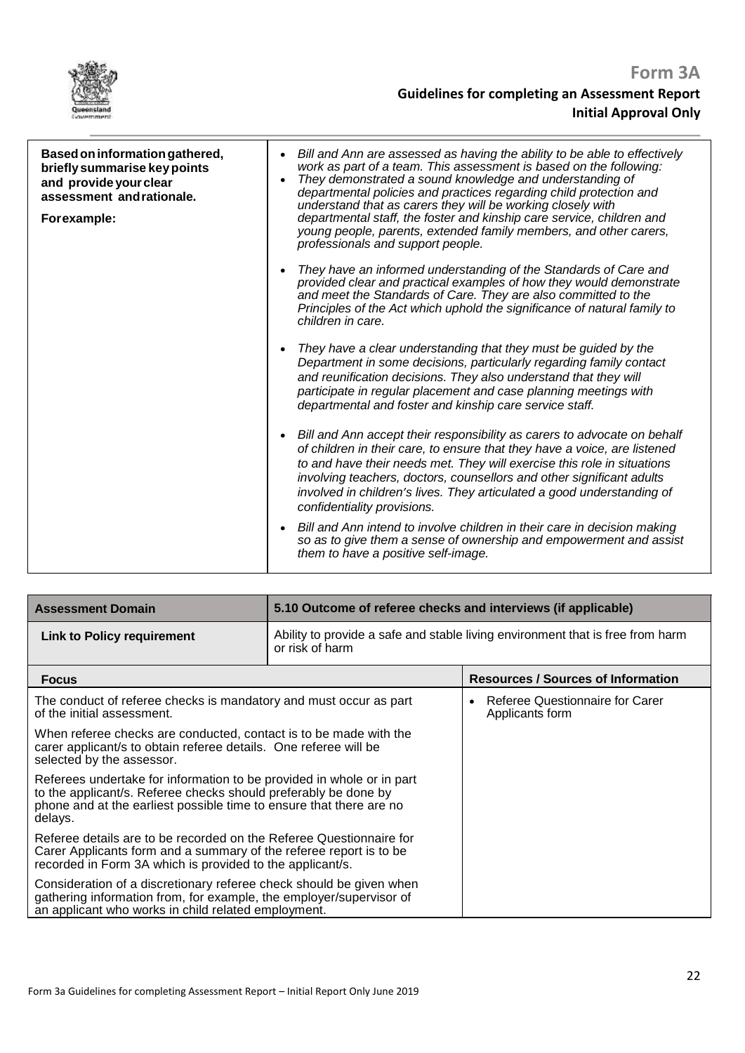| Based on information gathered, briefly summarise key points and provide your clear assessment and rationale.<br><br>For example: | • *Bill and Ann are assessed as having the ability to be able to effectively work as part of a team. This assessment is based on the following:*<br>• *They demonstrated a sound knowledge and understanding of departmental policies and practices regarding child protection and understand that as carers they will be working closely with departmental staff, the foster and kinship care service, children and young people, parents, extended family members, and other carers, professionals and support people.*<br>• *They have an informed understanding of the Standards of Care and provided clear and practical examples of how they would demonstrate and meet the Standards of Care. They are also committed to the Principles of the Act which uphold the significance of natural family to children in care.*<br>• *They have a clear understanding that they must be guided by the Department in some decisions, particularly regarding family contact and reunification decisions. They also understand that they will participate in regular placement and case planning meetings with departmental and foster and kinship care service staff.*<br>• *Bill and Ann accept their responsibility as carers to advocate on behalf of children in their care, to ensure that they have a voice, are listened to and have their needs met. They will exercise this role in situations involving teachers, doctors, counsellors and other significant adults involved in children's lives. They articulated a good understanding of confidentiality provisions.*<br>• *Bill and Ann intend to involve children in their care in decision making so as to give them a sense of ownership and empowerment and assist them to have a positive self-image.* |
|---|---|

| Assessment Domain | 5.10 Outcome of referee checks and interviews (if applicable) |
|---|---|
| **Link to Policy requirement** | Ability to provide a safe and stable living environment that is free from harm or risk of harm |
| **Focus** | **Resources / Sources of Information** |
| The conduct of referee checks is mandatory and must occur as part of the initial assessment.<br><br>When referee checks are conducted, contact is to be made with the carer applicant/s to obtain referee details. One referee will be selected by the assessor.<br><br>Referees undertake for information to be provided in whole or in part to the applicant/s. Referee checks should preferably be done by phone and at the earliest possible time to ensure that there are no delays.<br><br>Referee details are to be recorded on the Referee Questionnaire for Carer Applicants form and a summary of the referee report is to be recorded in Form 3A which is provided to the applicant/s.<br><br>Consideration of a discretionary referee check should be given when gathering information from, for example, the employer/supervisor of an applicant who works in child related employment. | • Referee Questionnaire for Carer Applicants form |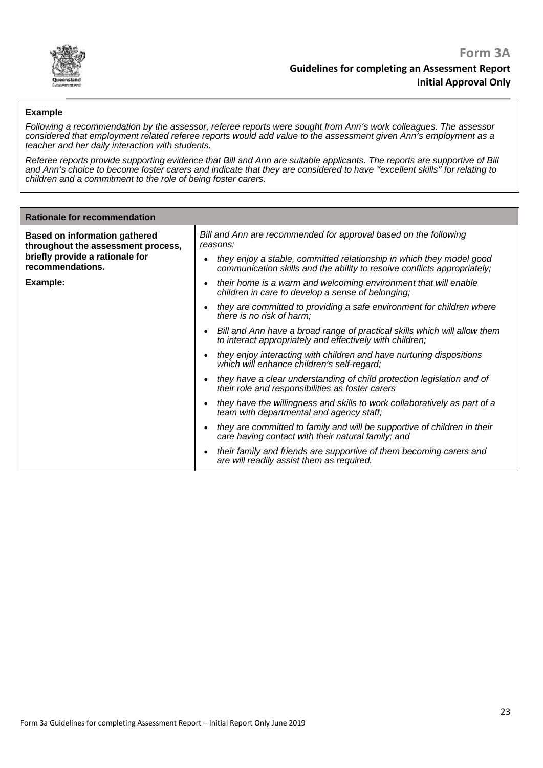**Example**

*Following a recommendation by the assessor, referee reports were sought from Ann's work colleagues. The assessor considered that employment related referee reports would add value to the assessment given Ann's employment as a teacher and her daily interaction with students.*

*Referee reports provide supporting evidence that Bill and Ann are suitable applicants. The reports are supportive of Bill and Ann's choice to become foster carers and indicate that they are considered to have "excellent skills" for relating to children and a commitment to the role of being foster carers.*

| **Rationale for recommendation** | |
|---|---|
| **Based on information gathered throughout the assessment process, briefly provide a rationale for recommendations.**<br><br>**Example:** | *Bill and Ann are recommended for approval based on the following reasons:*<br>• *they enjoy a stable, committed relationship in which they model good communication skills and the ability to resolve conflicts appropriately;*<br>• *their home is a warm and welcoming environment that will enable children in care to develop a sense of belonging;*<br>• *they are committed to providing a safe environment for children where there is no risk of harm;*<br>• *Bill and Ann have a broad range of practical skills which will allow them to interact appropriately and effectively with children;*<br>• *they enjoy interacting with children and have nurturing dispositions which will enhance children's self-regard;*<br>• *they have a clear understanding of child protection legislation and of their role and responsibilities as foster carers*<br>• *they have the willingness and skills to work collaboratively as part of a team with departmental and agency staff;*<br>• *they are committed to family and will be supportive of children in their care having contact with their natural family; and*<br>• *their family and friends are supportive of them becoming carers and are will readily assist them as required.* |